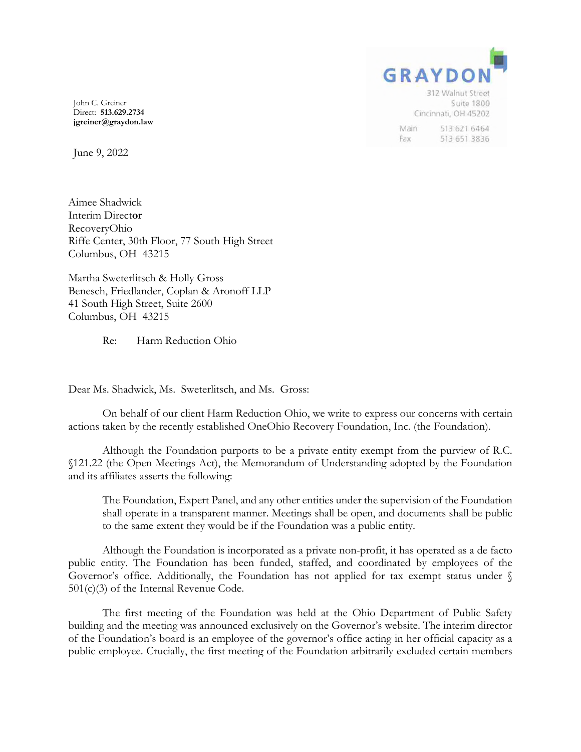**GRAYDON**

312 Walnut Street
Suite 1800
Cincinnati, OH 45202

Main 513 621 6464
Fax 513 651 3836

John C. Greiner
Direct: **513.629.2734**
**jgreiner@graydon.law**

June 9, 2022

Aimee Shadwick
Interim Director
RecoveryOhio
Riffe Center, 30th Floor, 77 South High Street
Columbus, OH 43215

Martha Sweterlitsch & Holly Gross
Benesch, Friedlander, Coplan & Aronoff LLP
41 South High Street, Suite 2600
Columbus, OH 43215

Re: Harm Reduction Ohio

Dear Ms. Shadwick, Ms. Sweterlitsch, and Ms. Gross:

On behalf of our client Harm Reduction Ohio, we write to express our concerns with certain actions taken by the recently established OneOhio Recovery Foundation, Inc. (the Foundation).

Although the Foundation purports to be a private entity exempt from the purview of R.C. §121.22 (the Open Meetings Act), the Memorandum of Understanding adopted by the Foundation and its affiliates asserts the following:

> The Foundation, Expert Panel, and any other entities under the supervision of the Foundation shall operate in a transparent manner. Meetings shall be open, and documents shall be public to the same extent they would be if the Foundation was a public entity.

Although the Foundation is incorporated as a private non-profit, it has operated as a de facto public entity. The Foundation has been funded, staffed, and coordinated by employees of the Governor's office. Additionally, the Foundation has not applied for tax exempt status under § 501(c)(3) of the Internal Revenue Code.

The first meeting of the Foundation was held at the Ohio Department of Public Safety building and the meeting was announced exclusively on the Governor's website. The interim director of the Foundation's board is an employee of the governor's office acting in her official capacity as a public employee. Crucially, the first meeting of the Foundation arbitrarily excluded certain members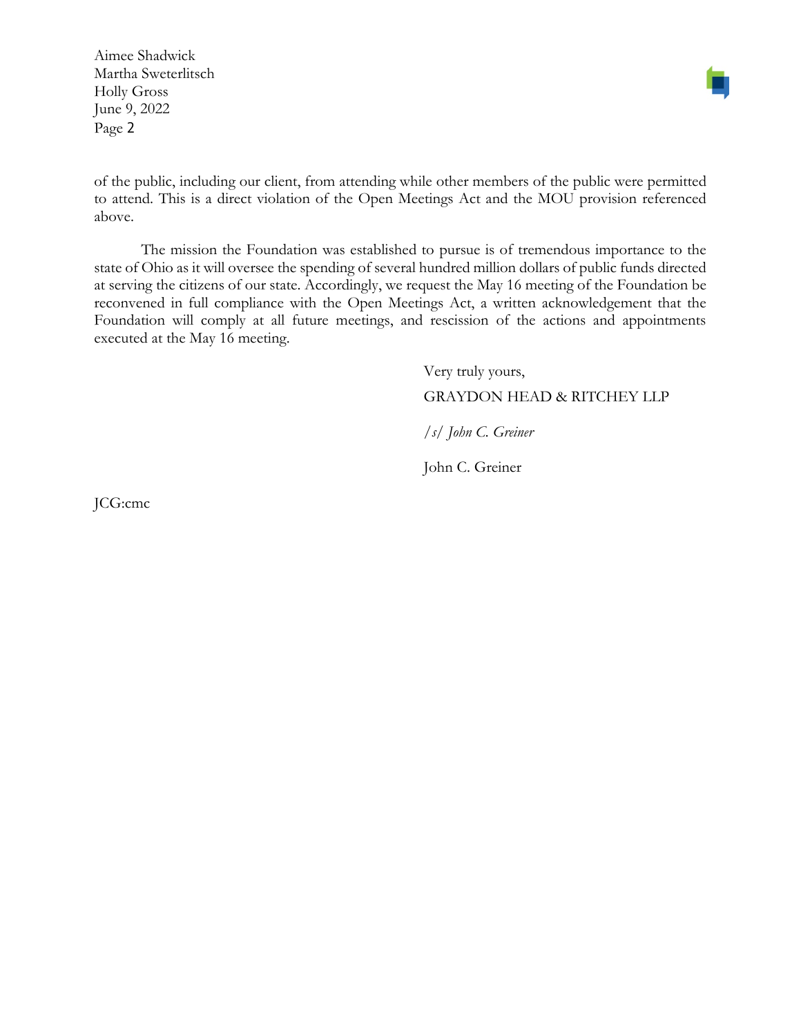of the public, including our client, from attending while other members of the public were permitted to attend. This is a direct violation of the Open Meetings Act and the MOU provision referenced above.

The mission the Foundation was established to pursue is of tremendous importance to the state of Ohio as it will oversee the spending of several hundred million dollars of public funds directed at serving the citizens of our state. Accordingly, we request the May 16 meeting of the Foundation be reconvened in full compliance with the Open Meetings Act, a written acknowledgement that the Foundation will comply at all future meetings, and rescission of the actions and appointments executed at the May 16 meeting.

Very truly yours,

GRAYDON HEAD & RITCHEY LLP

*/s/ John C. Greiner*

John C. Greiner

JCG:cmc